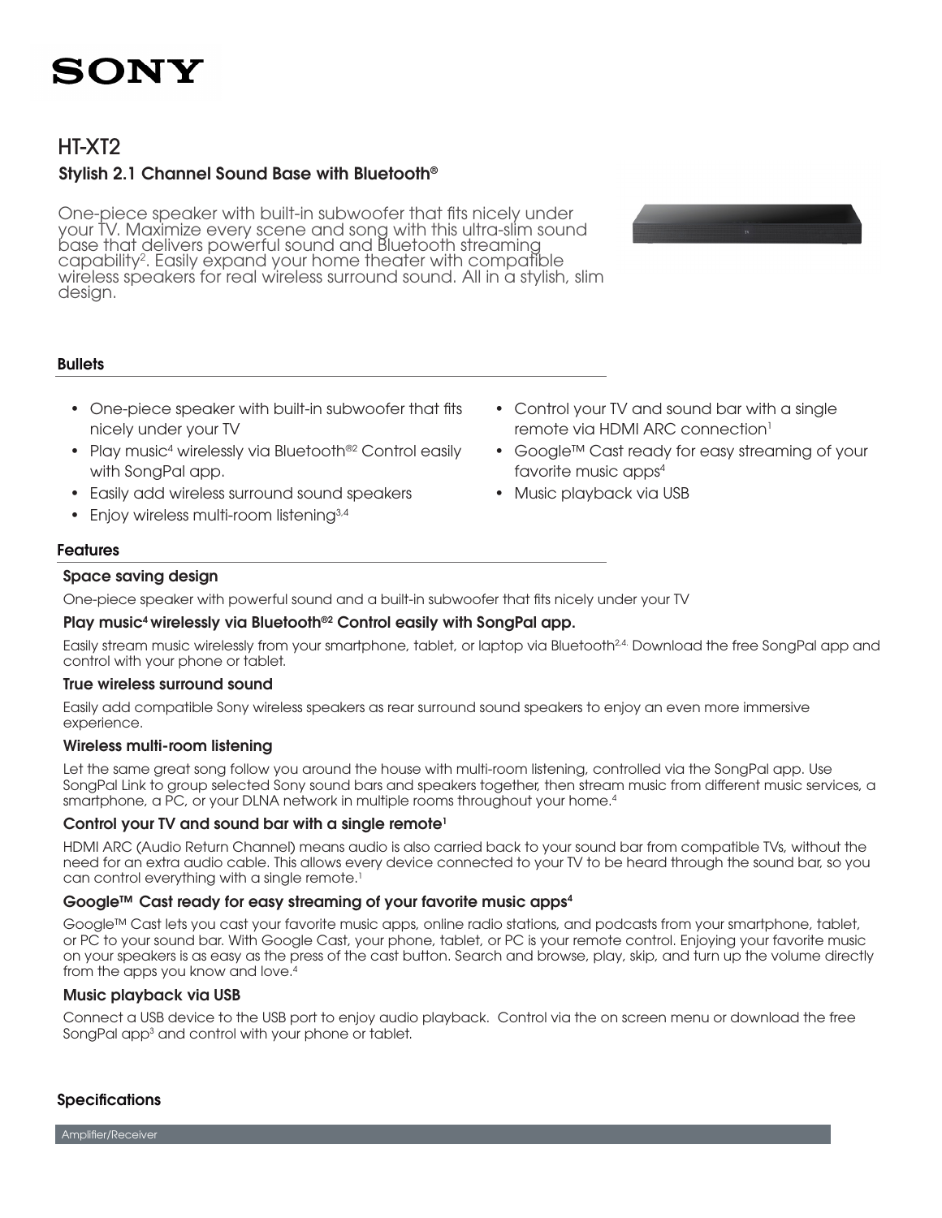SONY

# HT-XT2

## Stylish 2.1 Channel Sound Base with Bluetooth®

One-piece speaker with built-in subwoofer that fits nicely under your TV. Maximize every scene and song with this ultra-slim sound base that delivers powerful sound and Bluetooth streaming capability[2]. Easily expand your home theater with compatible wireless speakers for real wireless surround sound. All in a stylish, slim design.

### Bullets

- One-piece speaker with built-in subwoofer that fits nicely under your TV
- Play music[4] wirelessly via Bluetooth®[2] Control easily with SongPal app.
- Easily add wireless surround sound speakers
- Enjoy wireless multi-room listening[3,4]
- Control your TV and sound bar with a single remote via HDMI ARC connection[1]
- Google™ Cast ready for easy streaming of your favorite music apps[4]
- Music playback via USB

### Features

#### Space saving design

One-piece speaker with powerful sound and a built-in subwoofer that fits nicely under your TV

#### Play music[4] wirelessly via Bluetooth®[2] Control easily with SongPal app.

Easily stream music wirelessly from your smartphone, tablet, or laptop via Bluetooth[2,4]. Download the free SongPal app and control with your phone or tablet.

#### True wireless surround sound

Easily add compatible Sony wireless speakers as rear surround sound speakers to enjoy an even more immersive experience.

#### Wireless multi-room listening

Let the same great song follow you around the house with multi-room listening, controlled via the SongPal app. Use SongPal Link to group selected Sony sound bars and speakers together, then stream music from different music services, a smartphone, a PC, or your DLNA network in multiple rooms throughout your home.[4]

#### Control your TV and sound bar with a single remote[1]

HDMI ARC (Audio Return Channel) means audio is also carried back to your sound bar from compatible TVs, without the need for an extra audio cable. This allows every device connected to your TV to be heard through the sound bar, so you can control everything with a single remote.[1]

#### Google™ Cast ready for easy streaming of your favorite music apps[4]

Google™ Cast lets you cast your favorite music apps, online radio stations, and podcasts from your smartphone, tablet, or PC to your sound bar. With Google Cast, your phone, tablet, or PC is your remote control. Enjoying your favorite music on your speakers is as easy as the press of the cast button. Search and browse, play, skip, and turn up the volume directly from the apps you know and love.[4]

#### Music playback via USB

Connect a USB device to the USB port to enjoy audio playback. Control via the on screen menu or download the free SongPal app[3] and control with your phone or tablet.

### Specifications

Amplifier/Receiver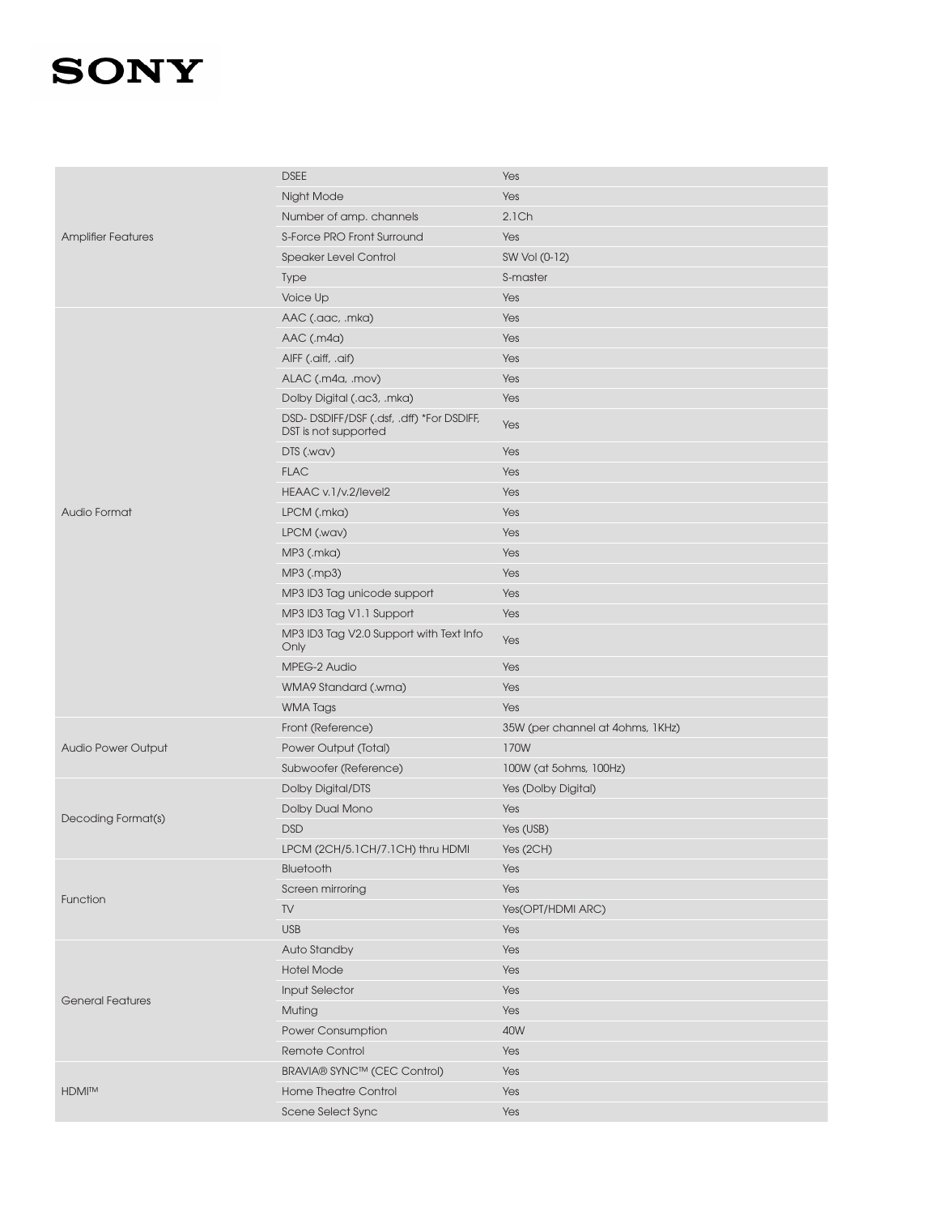| | | |
|---|---|---|
| Amplifier Features | DSEE | Yes |
| | Night Mode | Yes |
| | Number of amp. channels | 2.1Ch |
| | S-Force PRO Front Surround | Yes |
| | Speaker Level Control | SW Vol (0-12) |
| | Type | S-master |
| | Voice Up | Yes |
| Audio Format | AAC (.aac, .mka) | Yes |
| | AAC (.m4a) | Yes |
| | AIFF (.aiff, .aif) | Yes |
| | ALAC (.m4a, .mov) | Yes |
| | Dolby Digital (.ac3, .mka) | Yes |
| | DSD- DSDIFF/DSF (.dsf, .dff) *For DSDIFF, DST is not supported | Yes |
| | DTS (.wav) | Yes |
| | FLAC | Yes |
| | HEAAC v.1/v.2/level2 | Yes |
| | LPCM (.mka) | Yes |
| | LPCM (.wav) | Yes |
| | MP3 (.mka) | Yes |
| | MP3 (.mp3) | Yes |
| | MP3 ID3 Tag unicode support | Yes |
| | MP3 ID3 Tag V1.1 Support | Yes |
| | MP3 ID3 Tag V2.0 Support with Text Info Only | Yes |
| | MPEG-2 Audio | Yes |
| | WMA9 Standard (.wma) | Yes |
| | WMA Tags | Yes |
| Audio Power Output | Front (Reference) | 35W (per channel at 4ohms, 1KHz) |
| | Power Output (Total) | 170W |
| | Subwoofer (Reference) | 100W (at 5ohms, 100Hz) |
| Decoding Format(s) | Dolby Digital/DTS | Yes (Dolby Digital) |
| | Dolby Dual Mono | Yes |
| | DSD | Yes (USB) |
| | LPCM (2CH/5.1CH/7.1CH) thru HDMI | Yes (2CH) |
| Function | Bluetooth | Yes |
| | Screen mirroring | Yes |
| | TV | Yes(OPT/HDMI ARC) |
| | USB | Yes |
| General Features | Auto Standby | Yes |
| | Hotel Mode | Yes |
| | Input Selector | Yes |
| | Muting | Yes |
| | Power Consumption | 40W |
| | Remote Control | Yes |
| HDMI™ | BRAVIA® SYNC™ (CEC Control) | Yes |
| | Home Theatre Control | Yes |
| | Scene Select Sync | Yes |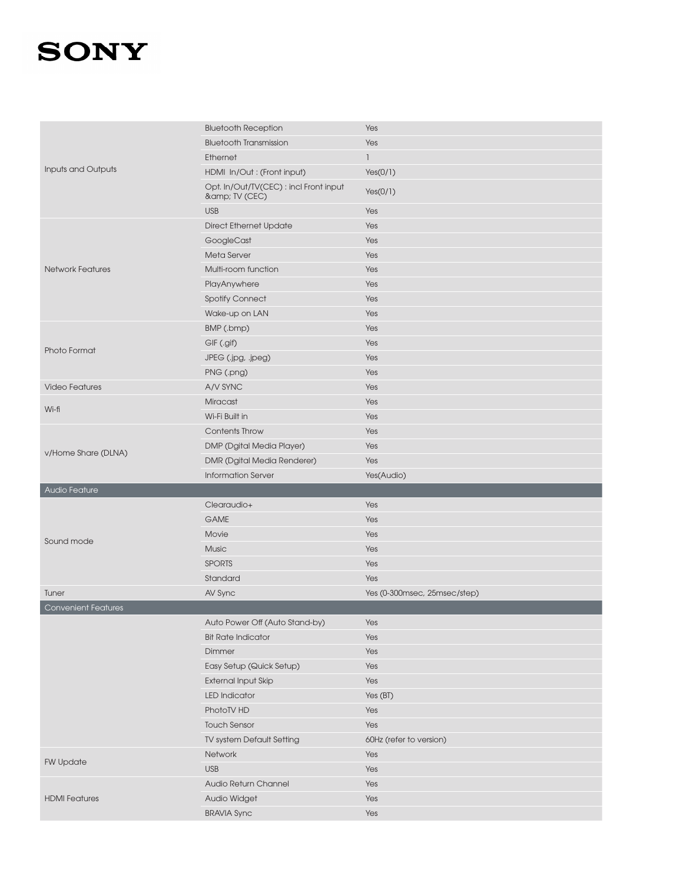| | | |
|---|---|---|
| Inputs and Outputs | Bluetooth Reception | Yes |
| | Bluetooth Transmission | Yes |
| | Ethernet | 1 |
| | HDMI In/Out : (Front input) | Yes(0/1) |
| | Opt. In/Out/TV(CEC) : incl Front input &amp; TV (CEC) | Yes(0/1) |
| | USB | Yes |
| Network Features | Direct Ethernet Update | Yes |
| | GoogleCast | Yes |
| | Meta Server | Yes |
| | Multi-room function | Yes |
| | PlayAnywhere | Yes |
| | Spotify Connect | Yes |
| | Wake-up on LAN | Yes |
| Photo Format | BMP (.bmp) | Yes |
| | GIF (.gif) | Yes |
| | JPEG (.jpg, .jpeg) | Yes |
| | PNG (.png) | Yes |
| Video Features | A/V SYNC | Yes |
| Wi-fi | Miracast | Yes |
| | Wi-Fi Built in | Yes |
| v/Home Share (DLNA) | Contents Throw | Yes |
| | DMP (Dgital Media Player) | Yes |
| | DMR (Dgital Media Renderer) | Yes |
| | Information Server | Yes(Audio) |
| **Audio Feature** | | |
| Sound mode | Clearaudio+ | Yes |
| | GAME | Yes |
| | Movie | Yes |
| | Music | Yes |
| | SPORTS | Yes |
| | Standard | Yes |
| Tuner | AV Sync | Yes (0-300msec, 25msec/step) |
| **Convenient Features** | | |
| | Auto Power Off (Auto Stand-by) | Yes |
| | Bit Rate Indicator | Yes |
| | Dimmer | Yes |
| | Easy Setup (Quick Setup) | Yes |
| | External Input Skip | Yes |
| | LED Indicator | Yes (BT) |
| | PhotoTV HD | Yes |
| | Touch Sensor | Yes |
| | TV system Default Setting | 60Hz (refer to version) |
| FW Update | Network | Yes |
| | USB | Yes |
| HDMI Features | Audio Return Channel | Yes |
| | Audio Widget | Yes |
| | BRAVIA Sync | Yes |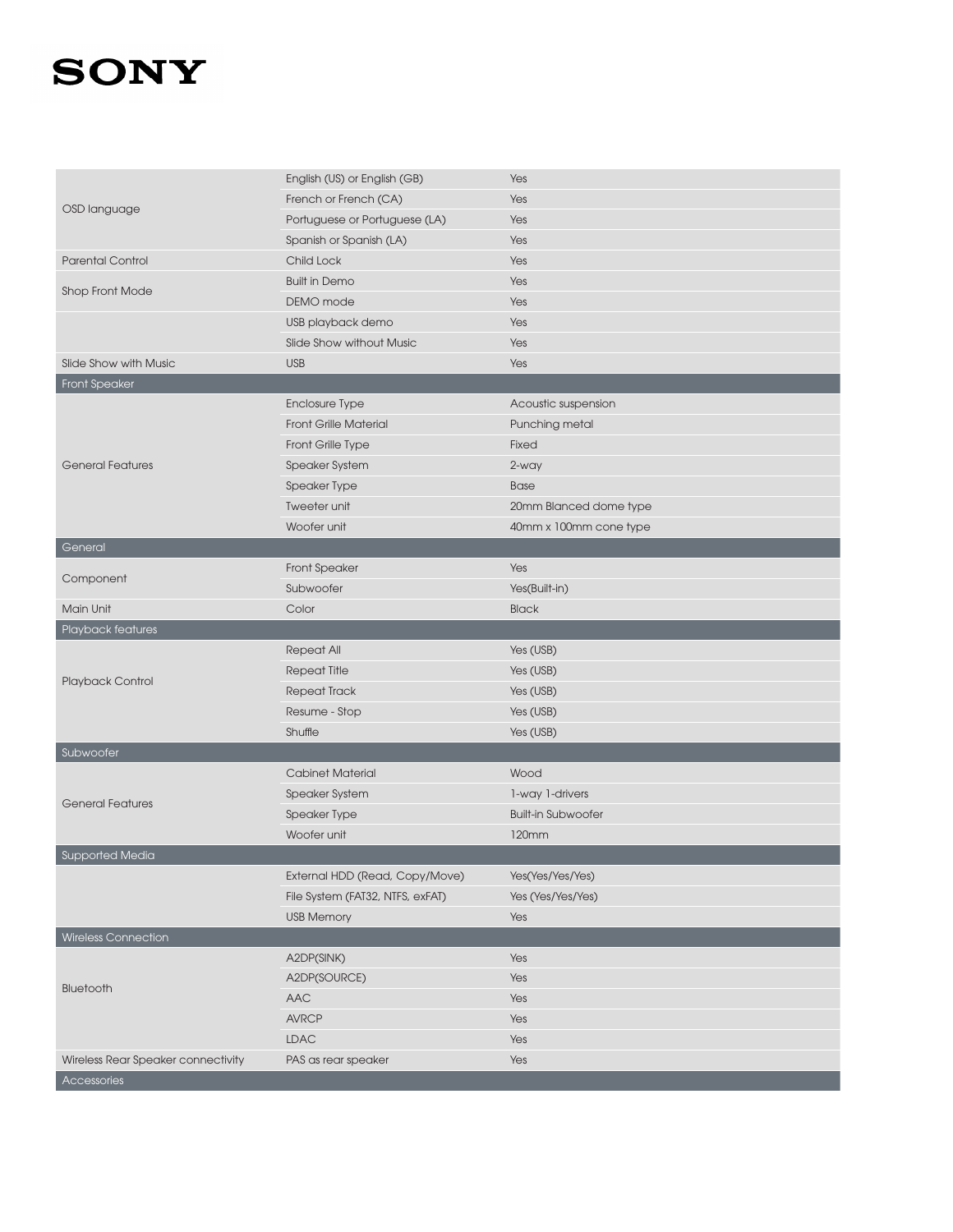| | | |
|---|---|---|
| OSD language | English (US) or English (GB) | Yes |
| | French or French (CA) | Yes |
| | Portuguese or Portuguese (LA) | Yes |
| | Spanish or Spanish (LA) | Yes |
| Parental Control | Child Lock | Yes |
| Shop Front Mode | Built in Demo | Yes |
| | DEMO mode | Yes |
| | USB playback demo | Yes |
| | Slide Show without Music | Yes |
| Slide Show with Music | USB | Yes |
| **Front Speaker** | | |
| General Features | Enclosure Type | Acoustic suspension |
| | Front Grille Material | Punching metal |
| | Front Grille Type | Fixed |
| | Speaker System | 2-way |
| | Speaker Type | Base |
| | Tweeter unit | 20mm Blanced dome type |
| | Woofer unit | 40mm x 100mm cone type |
| **General** | | |
| Component | Front Speaker | Yes |
| | Subwoofer | Yes(Built-in) |
| Main Unit | Color | Black |
| **Playback features** | | |
| Playback Control | Repeat All | Yes (USB) |
| | Repeat Title | Yes (USB) |
| | Repeat Track | Yes (USB) |
| | Resume - Stop | Yes (USB) |
| | Shuffle | Yes (USB) |
| **Subwoofer** | | |
| General Features | Cabinet Material | Wood |
| | Speaker System | 1-way 1-drivers |
| | Speaker Type | Built-in Subwoofer |
| | Woofer unit | 120mm |
| **Supported Media** | | |
| | External HDD (Read, Copy/Move) | Yes(Yes/Yes/Yes) |
| | File System (FAT32, NTFS, exFAT) | Yes (Yes/Yes/Yes) |
| | USB Memory | Yes |
| **Wireless Connection** | | |
| Bluetooth | A2DP(SINK) | Yes |
| | A2DP(SOURCE) | Yes |
| | AAC | Yes |
| | AVRCP | Yes |
| | LDAC | Yes |
| Wireless Rear Speaker connectivity | PAS as rear speaker | Yes |
| **Accessories** | | |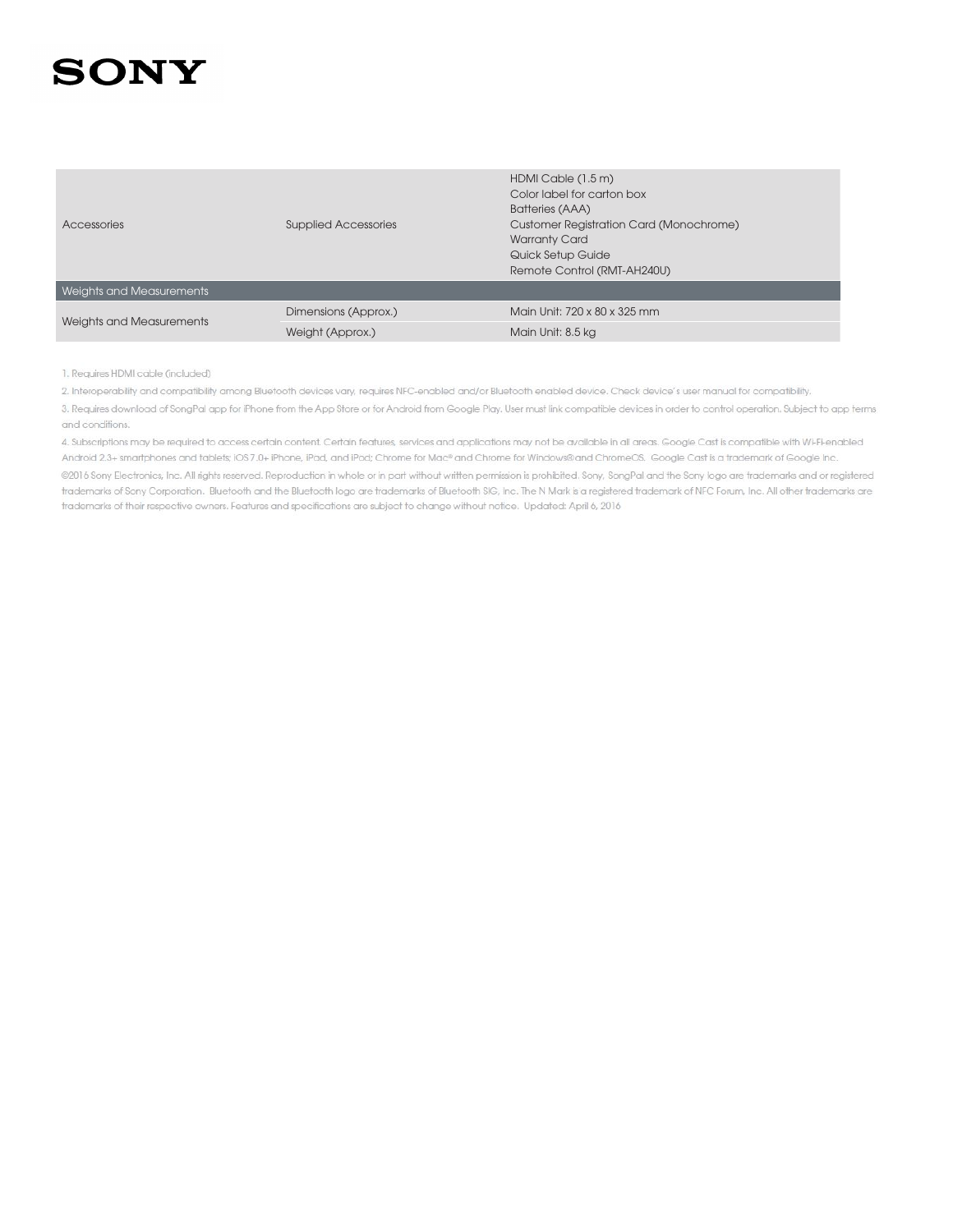| | | |
|---|---|---|
| Accessories | Supplied Accessories | HDMI Cable (1.5 m)<br>Color label for carton box<br>Batteries (AAA)<br>Customer Registration Card (Monochrome)<br>Warranty Card<br>Quick Setup Guide<br>Remote Control (RMT-AH240U) |
| **Weights and Measurements** | | |
| Weights and Measurements | Dimensions (Approx.) | Main Unit: 720 x 80 x 325 mm |
| | Weight (Approx.) | Main Unit: 8.5 kg |

1. Requires HDMI cable (included)

2. Interoperability and compatibility among Bluetooth devices vary, requires NFC-enabled and/or Bluetooth enabled device. Check device's user manual for compatibility.

3. Requires download of SongPal app for iPhone from the App Store or for Android from Google Play. User must link compatible devices in order to control operation. Subject to app terms and conditions.

4. Subscriptions may be required to access certain content. Certain features, services and applications may not be available in all areas. Google Cast is compatible with Wi-Fi-enabled Android 2.3+ smartphones and tablets; iOS 7.0+ iPhone, iPad, and iPod; Chrome for Mac® and Chrome for Windows® and ChromeOS. Google Cast is a trademark of Google Inc.

©2016 Sony Electronics, Inc. All rights reserved. Reproduction in whole or in part without written permission is prohibited. Sony, SongPal and the Sony logo are trademarks and or registered trademarks of Sony Corporation. Bluetooth and the Bluetooth logo are trademarks of Bluetooth SIG, Inc. The N Mark is a registered trademark of NFC Forum, Inc. All other trademarks are trademarks of their respective owners. Features and specifications are subject to change without notice. Updated: April 6, 2016